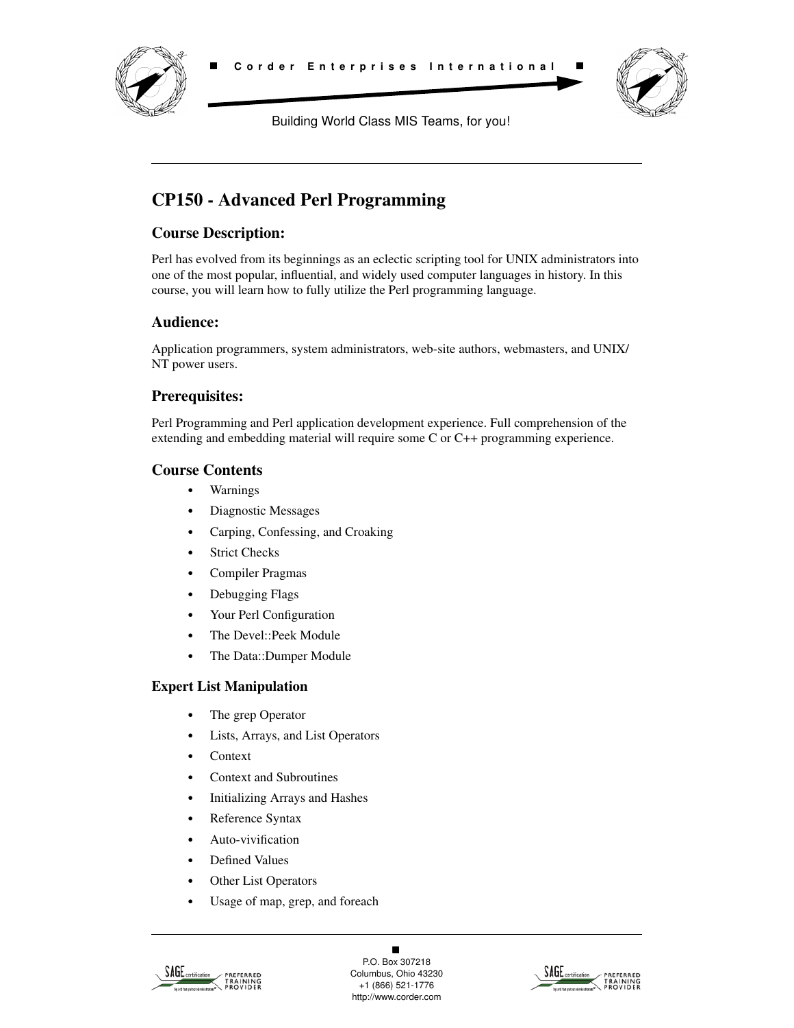# CP150 - Advanced Perl Programming

## Course Description:

Perl has evolved from its beginnings as an eclectic scripting tool for UNIX administrators into one of the most popular, influential, and widely used computer languages in history. In this course, you will learn how to fully utilize the Perl programming language.

## Audience:

Application programmers, system administrators, web-site authors, webmasters, and UNIX/NT power users.

## Prerequisites:

Perl Programming and Perl application development experience. Full comprehension of the extending and embedding material will require some C or C++ programming experience.

## Course Contents

- Warnings
- Diagnostic Messages
- Carping, Confessing, and Croaking
- Strict Checks
- Compiler Pragmas
- Debugging Flags
- Your Perl Configuration
- The Devel::Peek Module
- The Data::Dumper Module

### Expert List Manipulation

- The grep Operator
- Lists, Arrays, and List Operators
- Context
- Context and Subroutines
- Initializing Arrays and Hashes
- Reference Syntax
- Auto-vivification
- Defined Values
- Other List Operators
- Usage of map, grep, and foreach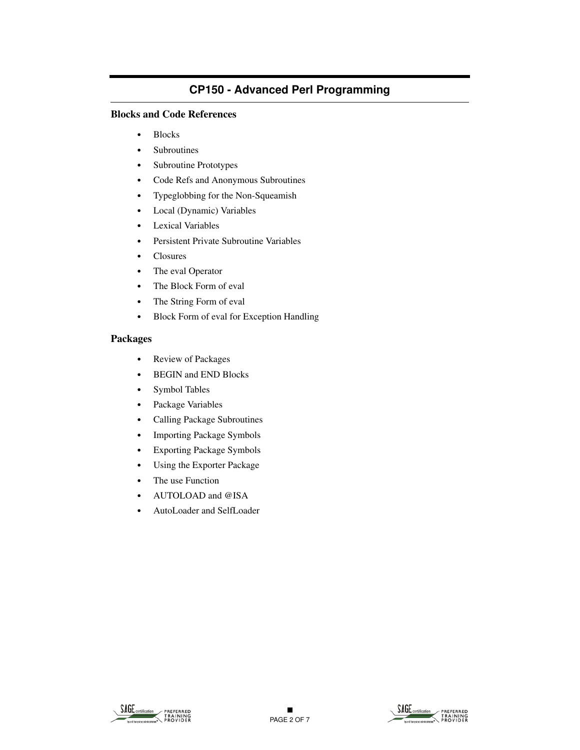# CP150 - Advanced Perl Programming

## Blocks and Code References

- Blocks
- Subroutines
- Subroutine Prototypes
- Code Refs and Anonymous Subroutines
- Typeglobbing for the Non-Squeamish
- Local (Dynamic) Variables
- Lexical Variables
- Persistent Private Subroutine Variables
- Closures
- The eval Operator
- The Block Form of eval
- The String Form of eval
- Block Form of eval for Exception Handling

## Packages

- Review of Packages
- BEGIN and END Blocks
- Symbol Tables
- Package Variables
- Calling Package Subroutines
- Importing Package Symbols
- Exporting Package Symbols
- Using the Exporter Package
- The use Function
- AUTOLOAD and @ISA
- AutoLoader and SelfLoader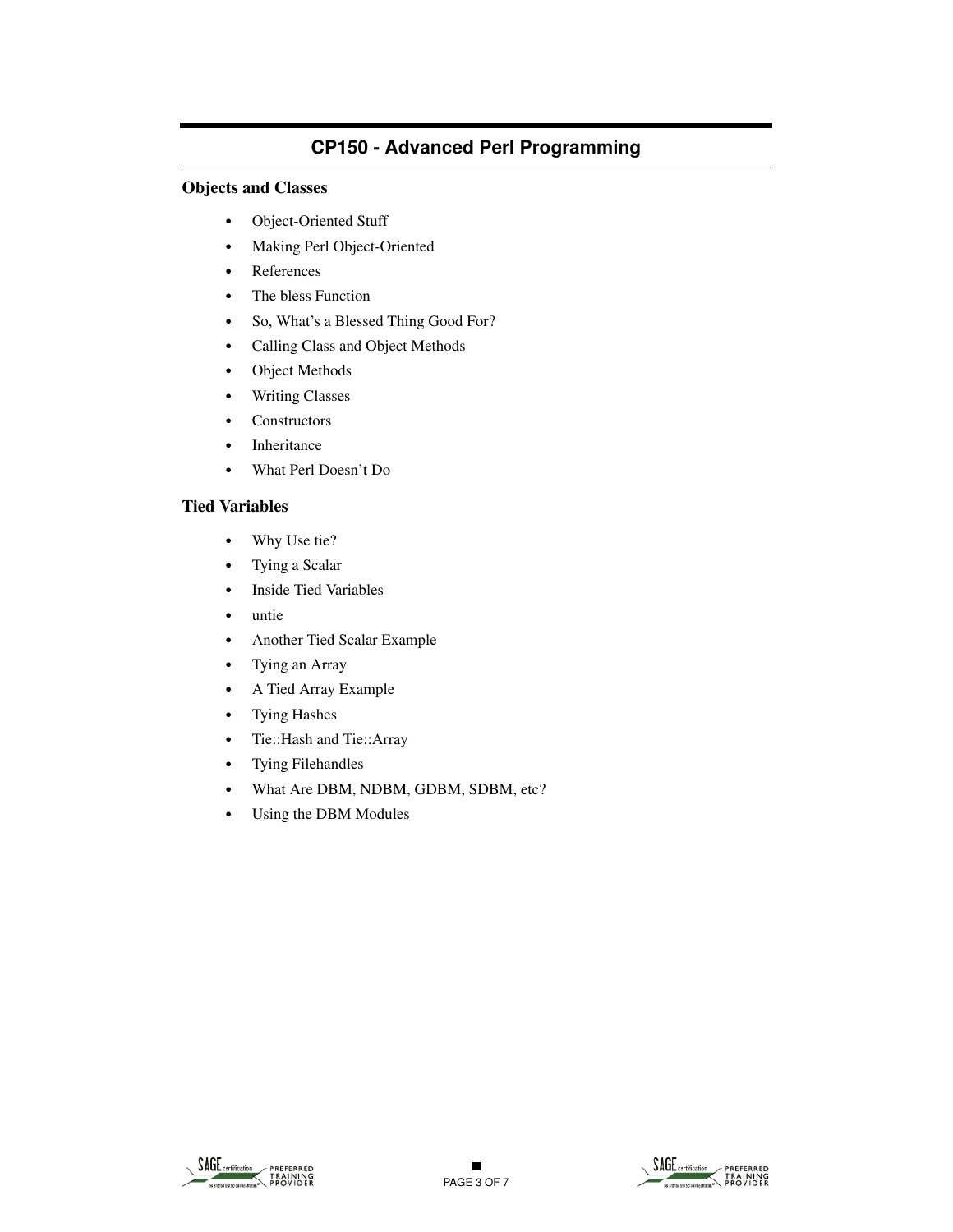# CP150 - Advanced Perl Programming

## Objects and Classes

- Object-Oriented Stuff
- Making Perl Object-Oriented
- References
- The bless Function
- So, What's a Blessed Thing Good For?
- Calling Class and Object Methods
- Object Methods
- Writing Classes
- Constructors
- Inheritance
- What Perl Doesn't Do

## Tied Variables

- Why Use tie?
- Tying a Scalar
- Inside Tied Variables
- untie
- Another Tied Scalar Example
- Tying an Array
- A Tied Array Example
- Tying Hashes
- Tie::Hash and Tie::Array
- Tying Filehandles
- What Are DBM, NDBM, GDBM, SDBM, etc?
- Using the DBM Modules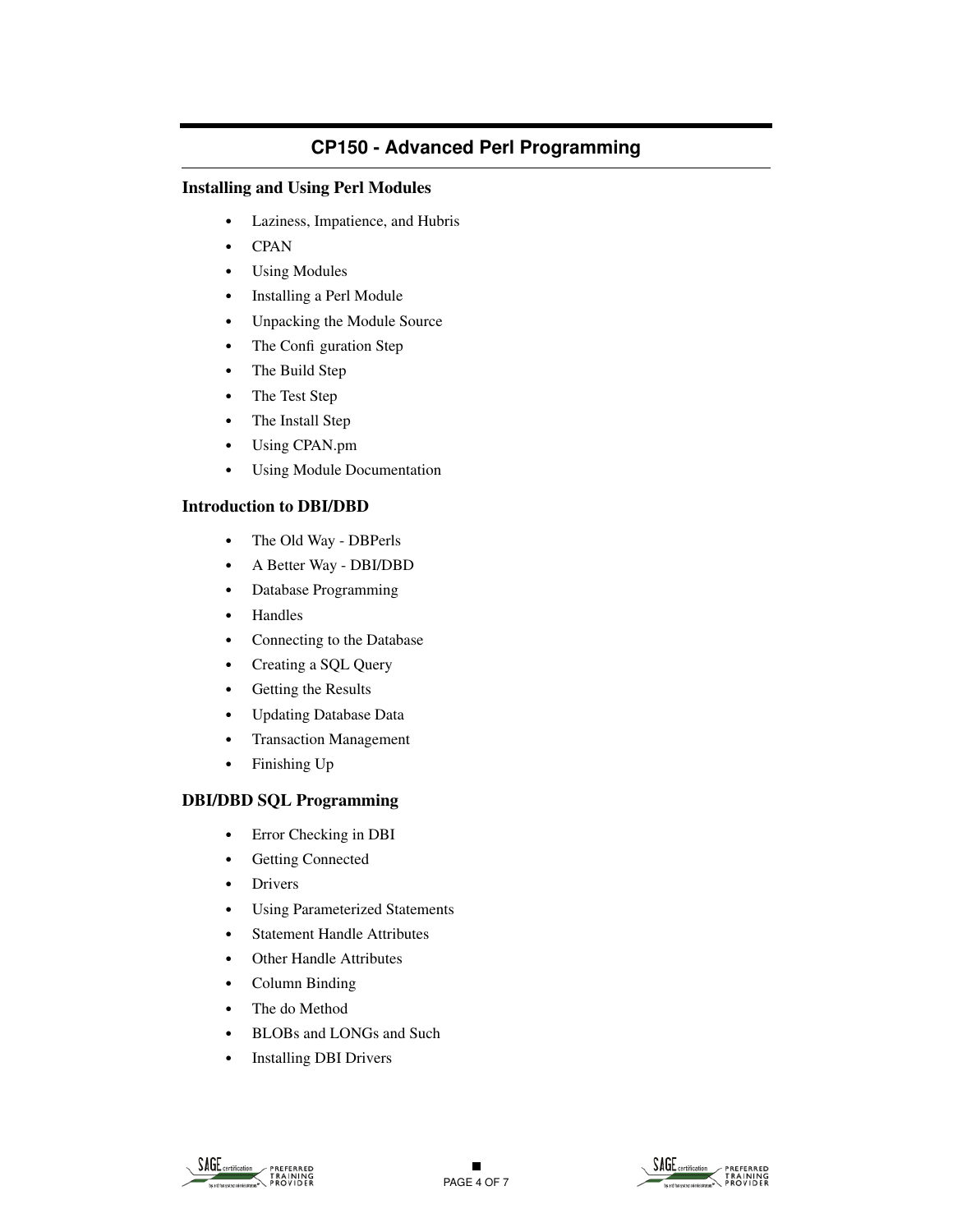## CP150 - Advanced Perl Programming

### Installing and Using Perl Modules

- Laziness, Impatience, and Hubris
- CPAN
- Using Modules
- Installing a Perl Module
- Unpacking the Module Source
- The Configuration Step
- The Build Step
- The Test Step
- The Install Step
- Using CPAN.pm
- Using Module Documentation

### Introduction to DBI/DBD

- The Old Way - DBPerls
- A Better Way - DBI/DBD
- Database Programming
- Handles
- Connecting to the Database
- Creating a SQL Query
- Getting the Results
- Updating Database Data
- Transaction Management
- Finishing Up

### DBI/DBD SQL Programming

- Error Checking in DBI
- Getting Connected
- Drivers
- Using Parameterized Statements
- Statement Handle Attributes
- Other Handle Attributes
- Column Binding
- The do Method
- BLOBs and LONGs and Such
- Installing DBI Drivers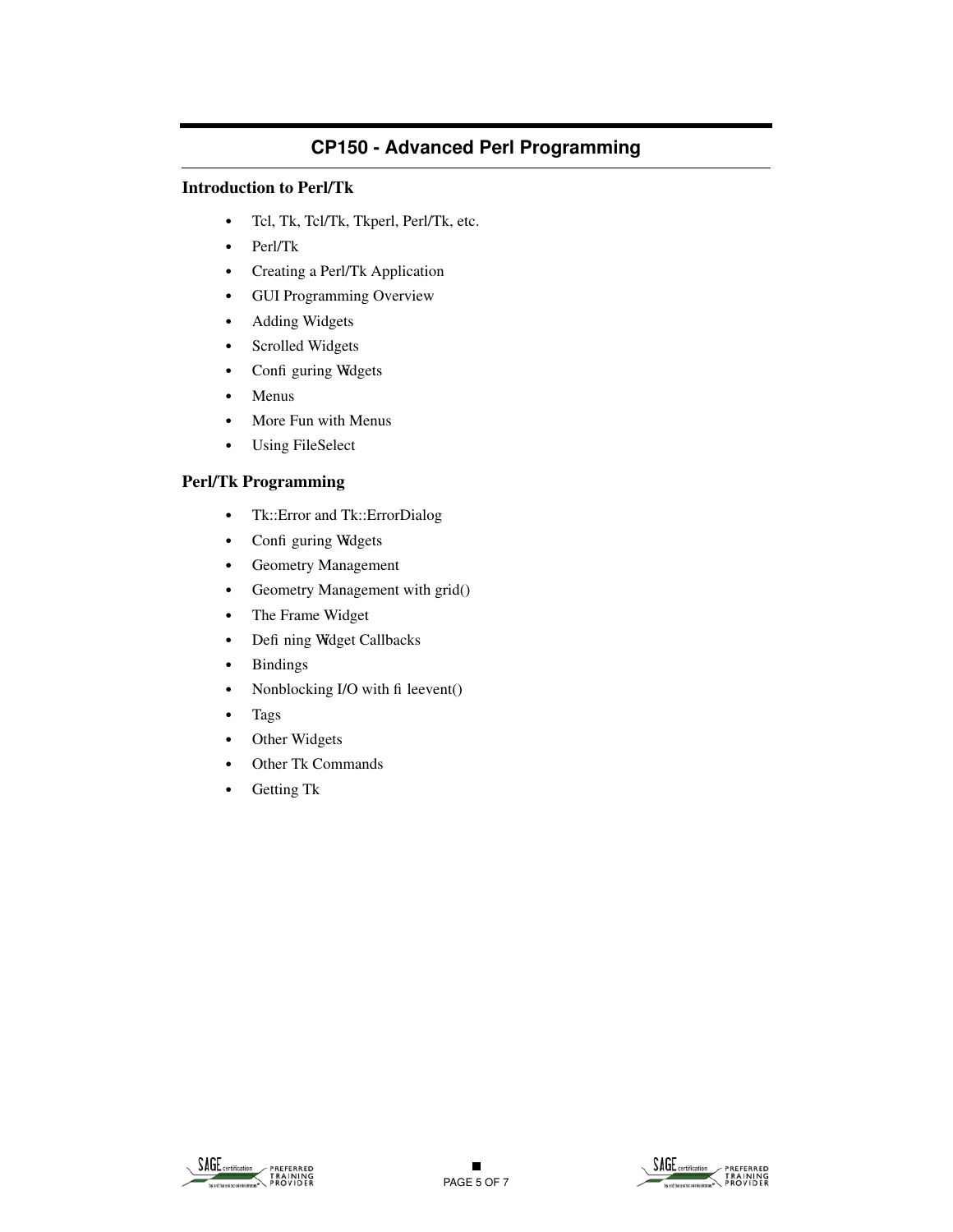## CP150 - Advanced Perl Programming

### Introduction to Perl/Tk

- Tcl, Tk, Tcl/Tk, Tkperl, Perl/Tk, etc.
- Perl/Tk
- Creating a Perl/Tk Application
- GUI Programming Overview
- Adding Widgets
- Scrolled Widgets
- Configuring Widgets
- Menus
- More Fun with Menus
- Using FileSelect

### Perl/Tk Programming

- Tk::Error and Tk::ErrorDialog
- Configuring Widgets
- Geometry Management
- Geometry Management with grid()
- The Frame Widget
- Defining Widget Callbacks
- Bindings
- Nonblocking I/O with fileevent()
- Tags
- Other Widgets
- Other Tk Commands
- Getting Tk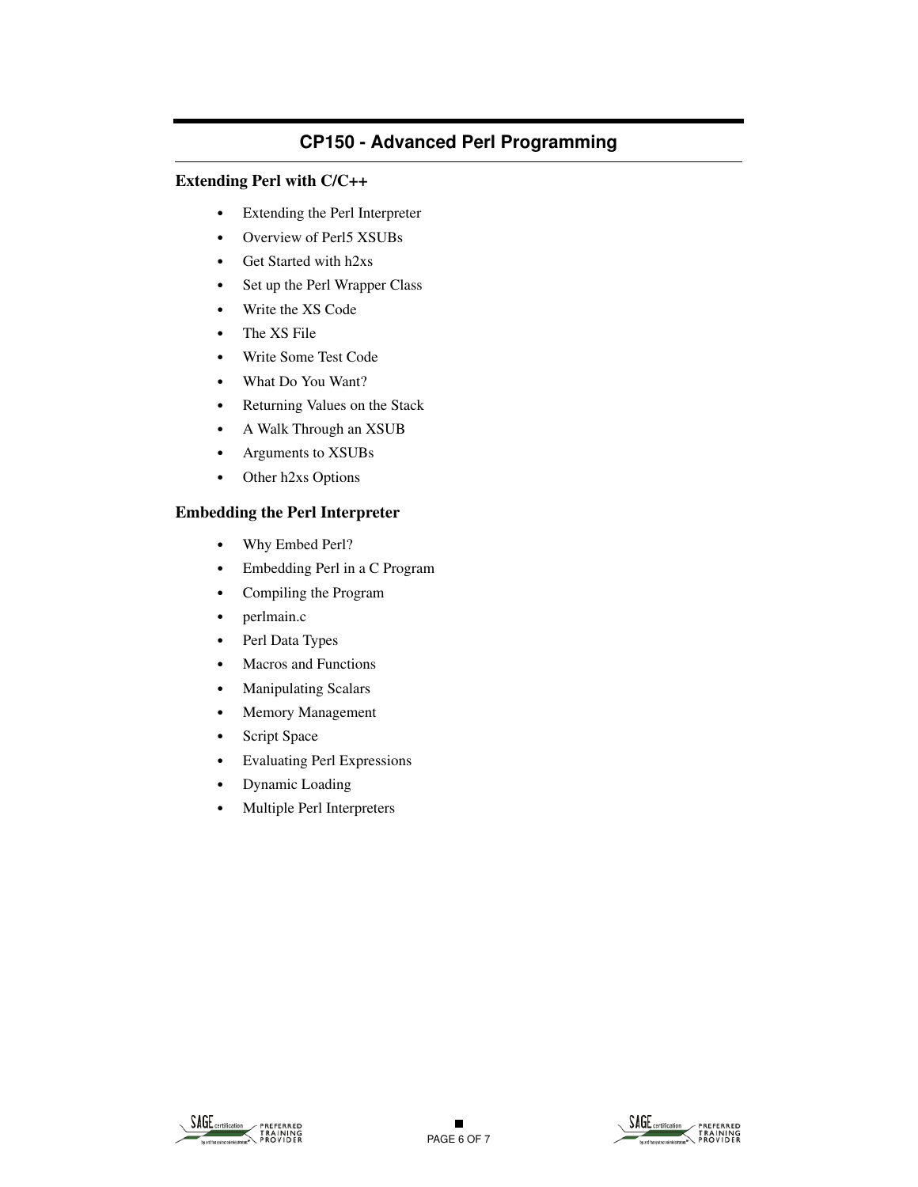## CP150 - Advanced Perl Programming

### Extending Perl with C/C++

- Extending the Perl Interpreter
- Overview of Perl5 XSUBs
- Get Started with h2xs
- Set up the Perl Wrapper Class
- Write the XS Code
- The XS File
- Write Some Test Code
- What Do You Want?
- Returning Values on the Stack
- A Walk Through an XSUB
- Arguments to XSUBs
- Other h2xs Options

### Embedding the Perl Interpreter

- Why Embed Perl?
- Embedding Perl in a C Program
- Compiling the Program
- perlmain.c
- Perl Data Types
- Macros and Functions
- Manipulating Scalars
- Memory Management
- Script Space
- Evaluating Perl Expressions
- Dynamic Loading
- Multiple Perl Interpreters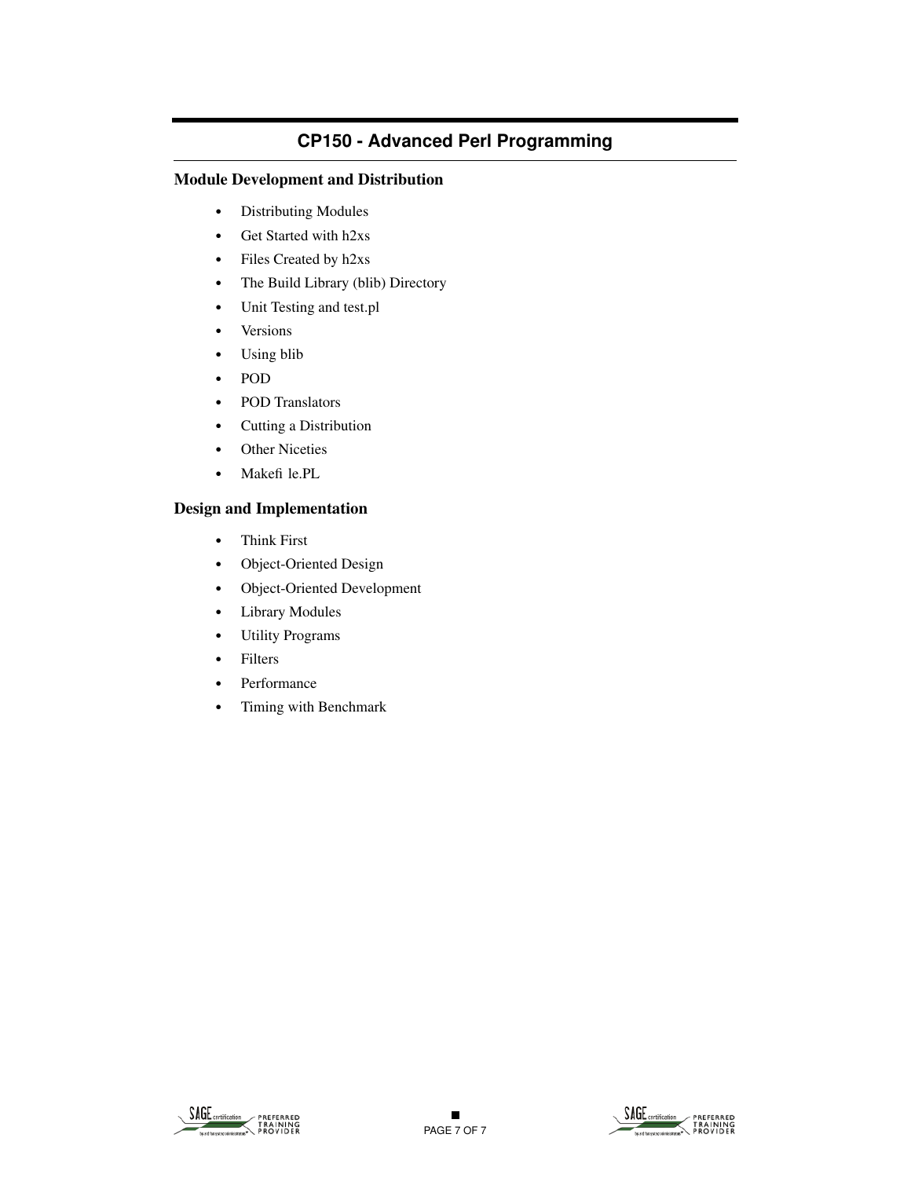## CP150 - Advanced Perl Programming

### Module Development and Distribution

- Distributing Modules
- Get Started with h2xs
- Files Created by h2xs
- The Build Library (blib) Directory
- Unit Testing and test.pl
- Versions
- Using blib
- POD
- POD Translators
- Cutting a Distribution
- Other Niceties
- Makefile.PL

### Design and Implementation

- Think First
- Object-Oriented Design
- Object-Oriented Development
- Library Modules
- Utility Programs
- Filters
- Performance
- Timing with Benchmark